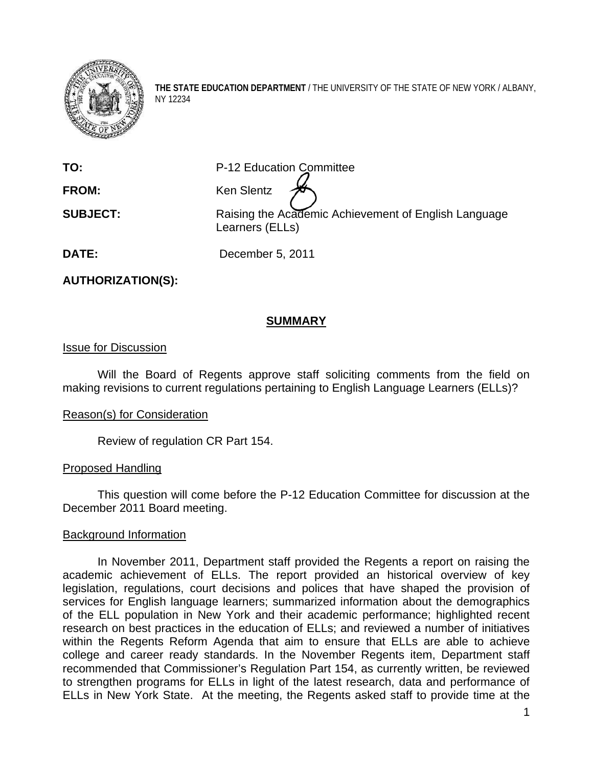**THE STATE EDUCATION DEPARTMENT** / THE UNIVERSITY OF THE STATE OF NEW YORK / ALBANY, NY 12234

| | |
|---|---|
| **TO:** | P-12 Education Committee |
| **FROM:** | Ken Slentz |
| **SUBJECT:** | Raising the Academic Achievement of English Language Learners (ELLs) |
| **DATE:** | December 5, 2011 |
| **AUTHORIZATION(S):** | |

## SUMMARY

Issue for Discussion

Will the Board of Regents approve staff soliciting comments from the field on making revisions to current regulations pertaining to English Language Learners (ELLs)?

Reason(s) for Consideration

Review of regulation CR Part 154.

Proposed Handling

This question will come before the P-12 Education Committee for discussion at the December 2011 Board meeting.

Background Information

In November 2011, Department staff provided the Regents a report on raising the academic achievement of ELLs. The report provided an historical overview of key legislation, regulations, court decisions and polices that have shaped the provision of services for English language learners; summarized information about the demographics of the ELL population in New York and their academic performance; highlighted recent research on best practices in the education of ELLs; and reviewed a number of initiatives within the Regents Reform Agenda that aim to ensure that ELLs are able to achieve college and career ready standards. In the November Regents item, Department staff recommended that Commissioner's Regulation Part 154, as currently written, be reviewed to strengthen programs for ELLs in light of the latest research, data and performance of ELLs in New York State. At the meeting, the Regents asked staff to provide time at the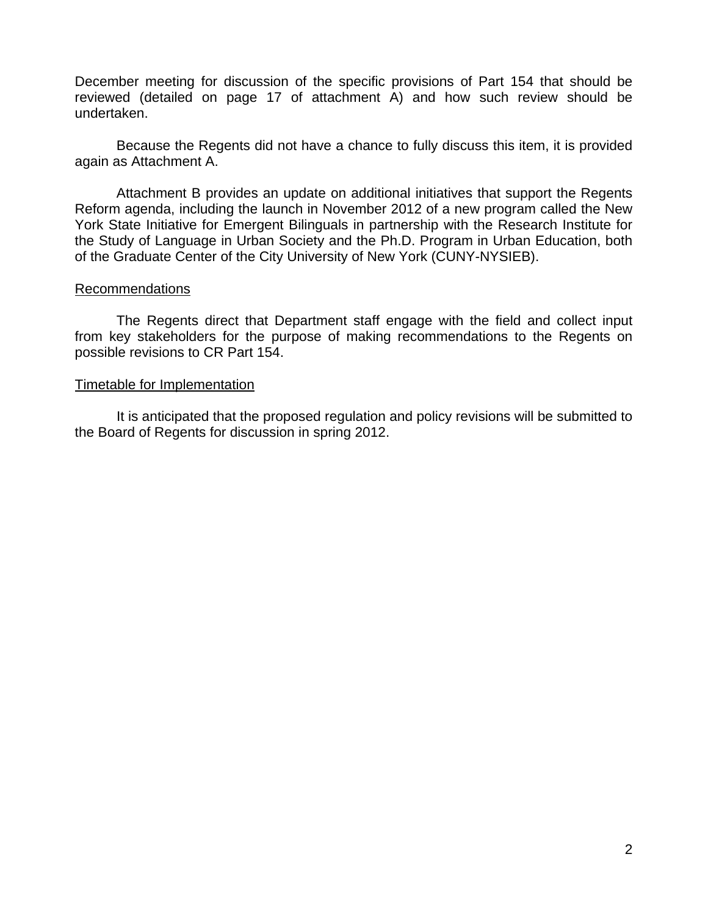December meeting for discussion of the specific provisions of Part 154 that should be reviewed (detailed on page 17 of attachment A) and how such review should be undertaken.

Because the Regents did not have a chance to fully discuss this item, it is provided again as Attachment A.

Attachment B provides an update on additional initiatives that support the Regents Reform agenda, including the launch in November 2012 of a new program called the New York State Initiative for Emergent Bilinguals in partnership with the Research Institute for the Study of Language in Urban Society and the Ph.D. Program in Urban Education, both of the Graduate Center of the City University of New York (CUNY-NYSIEB).

## Recommendations

The Regents direct that Department staff engage with the field and collect input from key stakeholders for the purpose of making recommendations to the Regents on possible revisions to CR Part 154.

## Timetable for Implementation

It is anticipated that the proposed regulation and policy revisions will be submitted to the Board of Regents for discussion in spring 2012.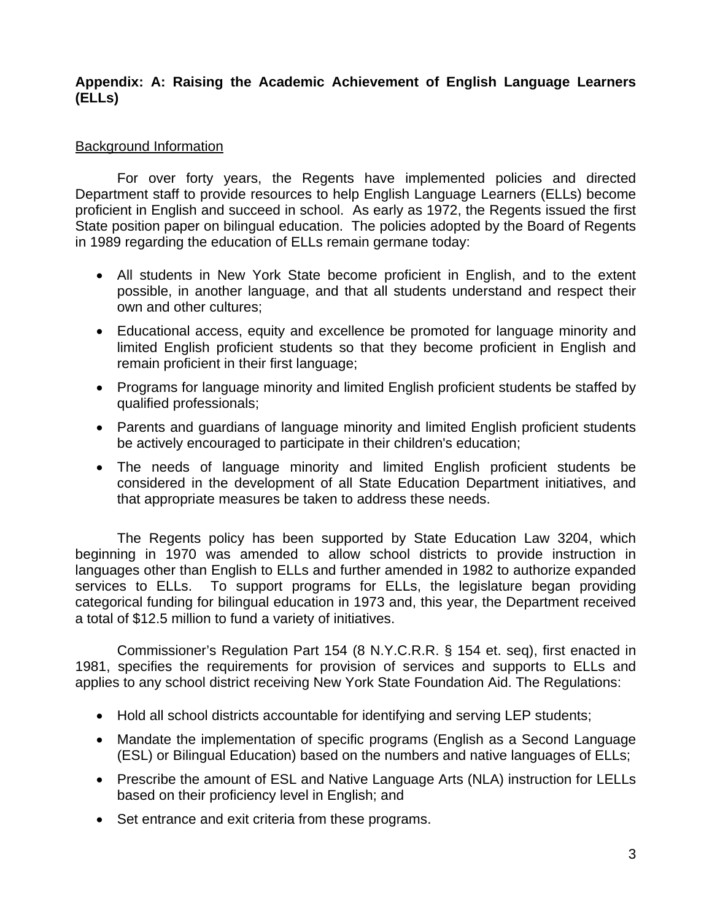**Appendix: A: Raising the Academic Achievement of English Language Learners (ELLs)**

Background Information

For over forty years, the Regents have implemented policies and directed Department staff to provide resources to help English Language Learners (ELLs) become proficient in English and succeed in school. As early as 1972, the Regents issued the first State position paper on bilingual education. The policies adopted by the Board of Regents in 1989 regarding the education of ELLs remain germane today:

- All students in New York State become proficient in English, and to the extent possible, in another language, and that all students understand and respect their own and other cultures;
- Educational access, equity and excellence be promoted for language minority and limited English proficient students so that they become proficient in English and remain proficient in their first language;
- Programs for language minority and limited English proficient students be staffed by qualified professionals;
- Parents and guardians of language minority and limited English proficient students be actively encouraged to participate in their children's education;
- The needs of language minority and limited English proficient students be considered in the development of all State Education Department initiatives, and that appropriate measures be taken to address these needs.

The Regents policy has been supported by State Education Law 3204, which beginning in 1970 was amended to allow school districts to provide instruction in languages other than English to ELLs and further amended in 1982 to authorize expanded services to ELLs. To support programs for ELLs, the legislature began providing categorical funding for bilingual education in 1973 and, this year, the Department received a total of $12.5 million to fund a variety of initiatives.

Commissioner's Regulation Part 154 (8 N.Y.C.R.R. § 154 et. seq), first enacted in 1981, specifies the requirements for provision of services and supports to ELLs and applies to any school district receiving New York State Foundation Aid. The Regulations:

- Hold all school districts accountable for identifying and serving LEP students;
- Mandate the implementation of specific programs (English as a Second Language (ESL) or Bilingual Education) based on the numbers and native languages of ELLs;
- Prescribe the amount of ESL and Native Language Arts (NLA) instruction for LELLs based on their proficiency level in English; and
- Set entrance and exit criteria from these programs.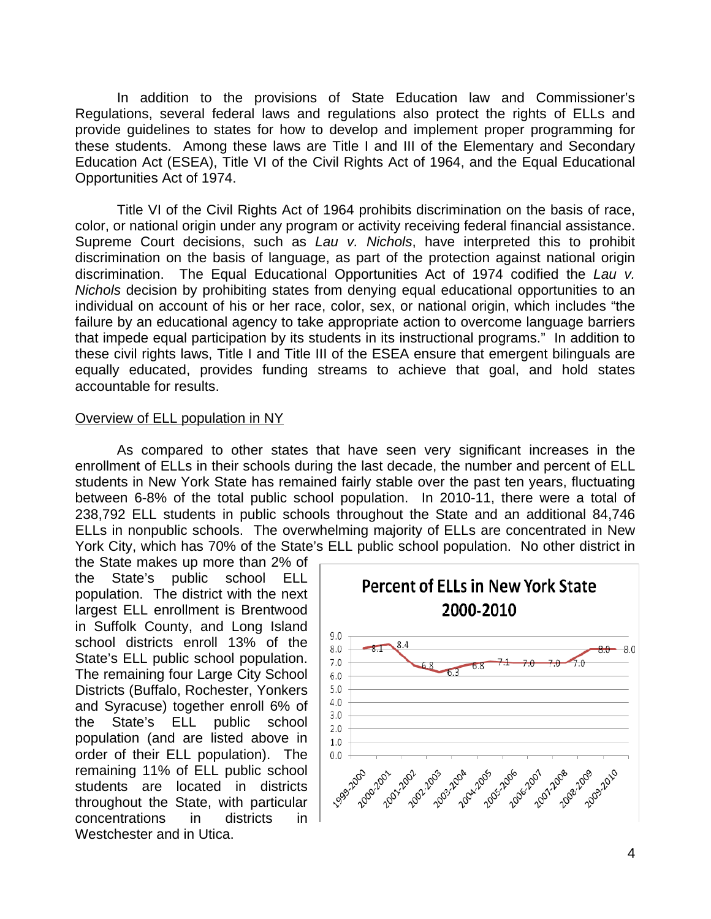In addition to the provisions of State Education law and Commissioner's Regulations, several federal laws and regulations also protect the rights of ELLs and provide guidelines to states for how to develop and implement proper programming for these students. Among these laws are Title I and III of the Elementary and Secondary Education Act (ESEA), Title VI of the Civil Rights Act of 1964, and the Equal Educational Opportunities Act of 1974.

Title VI of the Civil Rights Act of 1964 prohibits discrimination on the basis of race, color, or national origin under any program or activity receiving federal financial assistance. Supreme Court decisions, such as *Lau v. Nichols*, have interpreted this to prohibit discrimination on the basis of language, as part of the protection against national origin discrimination. The Equal Educational Opportunities Act of 1974 codified the *Lau v. Nichols* decision by prohibiting states from denying equal educational opportunities to an individual on account of his or her race, color, sex, or national origin, which includes "the failure by an educational agency to take appropriate action to overcome language barriers that impede equal participation by its students in its instructional programs." In addition to these civil rights laws, Title I and Title III of the ESEA ensure that emergent bilinguals are equally educated, provides funding streams to achieve that goal, and hold states accountable for results.

<u>Overview of ELL population in NY</u>

As compared to other states that have seen very significant increases in the enrollment of ELLs in their schools during the last decade, the number and percent of ELL students in New York State has remained fairly stable over the past ten years, fluctuating between 6-8% of the total public school population. In 2010-11, there were a total of 238,792 ELL students in public schools throughout the State and an additional 84,746 ELLs in nonpublic schools. The overwhelming majority of ELLs are concentrated in New York City, which has 70% of the State's ELL public school population. No other district in the State makes up more than 2% of the State's public school ELL population. The district with the next largest ELL enrollment is Brentwood in Suffolk County, and Long Island school districts enroll 13% of the State's ELL public school population. The remaining four Large City School Districts (Buffalo, Rochester, Yonkers and Syracuse) together enroll 6% of the State's ELL public school population (and are listed above in order of their ELL population). The remaining 11% of ELL public school students are located in districts throughout the State, with particular concentrations in districts in Westchester and in Utica.

**Percent of ELLs in New York State 2000-2010**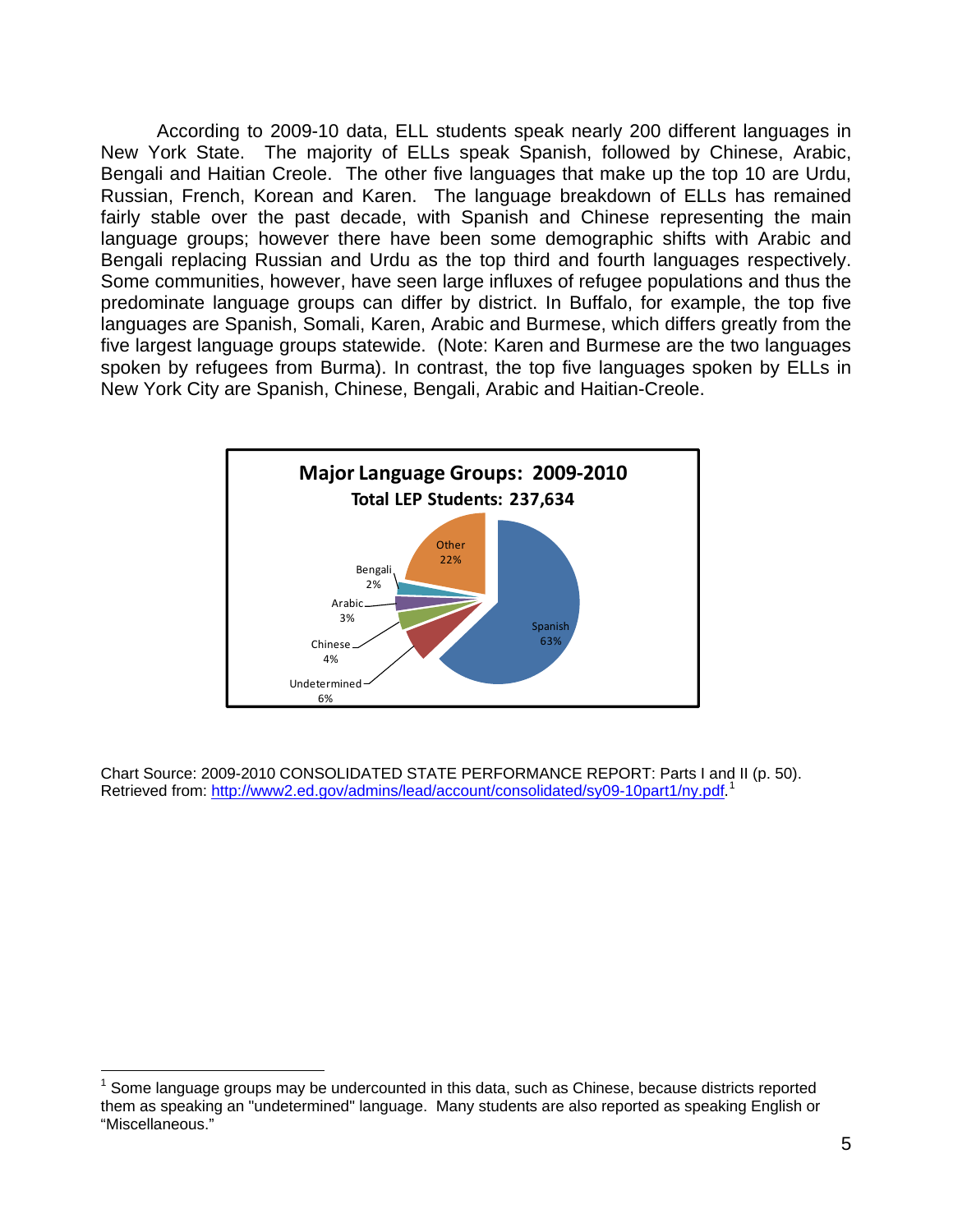According to 2009-10 data, ELL students speak nearly 200 different languages in New York State. The majority of ELLs speak Spanish, followed by Chinese, Arabic, Bengali and Haitian Creole. The other five languages that make up the top 10 are Urdu, Russian, French, Korean and Karen. The language breakdown of ELLs has remained fairly stable over the past decade, with Spanish and Chinese representing the main language groups; however there have been some demographic shifts with Arabic and Bengali replacing Russian and Urdu as the top third and fourth languages respectively. Some communities, however, have seen large influxes of refugee populations and thus the predominate language groups can differ by district. In Buffalo, for example, the top five languages are Spanish, Somali, Karen, Arabic and Burmese, which differs greatly from the five largest language groups statewide. (Note: Karen and Burmese are the two languages spoken by refugees from Burma). In contrast, the top five languages spoken by ELLs in New York City are Spanish, Chinese, Bengali, Arabic and Haitian-Creole.

**Major Language Groups: 2009-2010**

**Total LEP Students: 237,634**

| Language | Percent |
|---|---|
| Spanish | 63% |
| Other | 22% |
| Undetermined | 6% |
| Chinese | 4% |
| Arabic | 3% |
| Bengali | 2% |

Chart Source: 2009-2010 CONSOLIDATED STATE PERFORMANCE REPORT: Parts I and II (p. 50). Retrieved from: http://www2.ed.gov/admins/lead/account/consolidated/sy09-10part1/ny.pdf.[1]

[1] Some language groups may be undercounted in this data, such as Chinese, because districts reported them as speaking an "undetermined" language. Many students are also reported as speaking English or "Miscellaneous."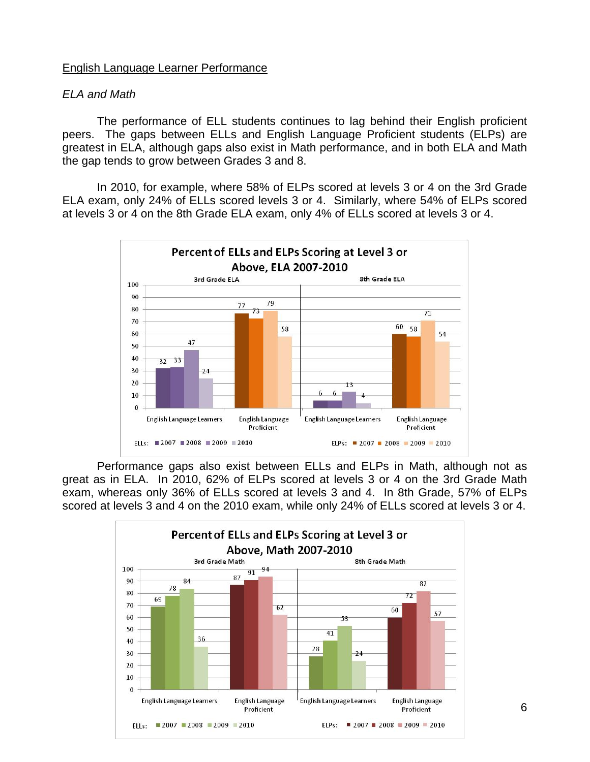English Language Learner Performance

*ELA and Math*

The performance of ELL students continues to lag behind their English proficient peers. The gaps between ELLs and English Language Proficient students (ELPs) are greatest in ELA, although gaps also exist in Math performance, and in both ELA and Math the gap tends to grow between Grades 3 and 8.

In 2010, for example, where 58% of ELPs scored at levels 3 or 4 on the 3rd Grade ELA exam, only 24% of ELLs scored levels 3 or 4. Similarly, where 54% of ELPs scored at levels 3 or 4 on the 8th Grade ELA exam, only 4% of ELLs scored at levels 3 or 4.

**Percent of ELLs and ELPs Scoring at Level 3 or Above, ELA 2007-2010**

| | 3rd Grade ELA: English Language Learners | 3rd Grade ELA: English Language Proficient | 8th Grade ELA: English Language Learners | 8th Grade ELA: English Language Proficient |
|---|---|---|---|---|
| 2007 | 32 | 77 | 6 | 60 |
| 2008 | 33 | 73 | 6 | 58 |
| 2009 | 47 | 79 | 13 | 71 |
| 2010 | 24 | 58 | 4 | 54 |

Performance gaps also exist between ELLs and ELPs in Math, although not as great as in ELA. In 2010, 62% of ELPs scored at levels 3 or 4 on the 3rd Grade Math exam, whereas only 36% of ELLs scored at levels 3 and 4. In 8th Grade, 57% of ELPs scored at levels 3 and 4 on the 2010 exam, while only 24% of ELLs scored at levels 3 or 4.

**Percent of ELLs and ELPs Scoring at Level 3 or Above, Math 2007-2010**

| | 3rd Grade Math: English Language Learners | 3rd Grade Math: English Language Proficient | 8th Grade Math: English Language Learners | 8th Grade Math: English Language Proficient |
|---|---|---|---|---|
| 2007 | 69 | 87 | 28 | 60 |
| 2008 | 78 | 91 | 41 | 72 |
| 2009 | 84 | 94 | 53 | 82 |
| 2010 | 36 | 62 | 24 | 57 |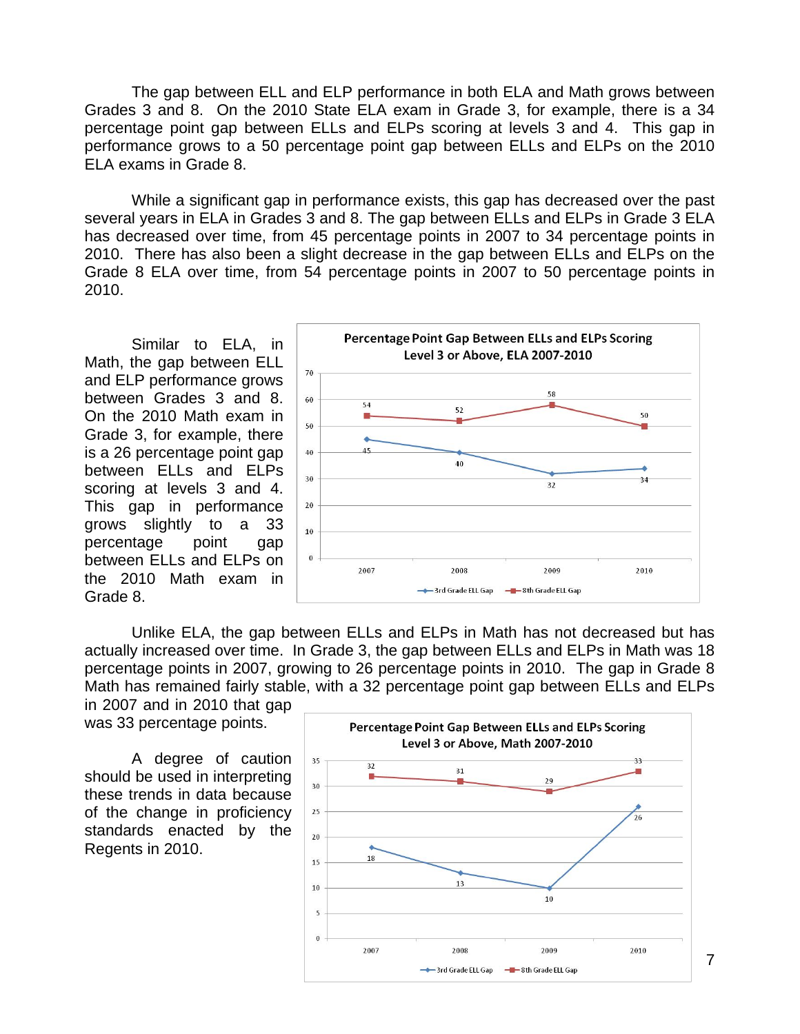The gap between ELL and ELP performance in both ELA and Math grows between Grades 3 and 8. On the 2010 State ELA exam in Grade 3, for example, there is a 34 percentage point gap between ELLs and ELPs scoring at levels 3 and 4. This gap in performance grows to a 50 percentage point gap between ELLs and ELPs on the 2010 ELA exams in Grade 8.

While a significant gap in performance exists, this gap has decreased over the past several years in ELA in Grades 3 and 8. The gap between ELLs and ELPs in Grade 3 ELA has decreased over time, from 45 percentage points in 2007 to 34 percentage points in 2010. There has also been a slight decrease in the gap between ELLs and ELPs on the Grade 8 ELA over time, from 54 percentage points in 2007 to 50 percentage points in 2010.

Similar to ELA, in Math, the gap between ELL and ELP performance grows between Grades 3 and 8. On the 2010 Math exam in Grade 3, for example, there is a 26 percentage point gap between ELLs and ELPs scoring at levels 3 and 4. This gap in performance grows slightly to a 33 percentage point gap between ELLs and ELPs on the 2010 Math exam in Grade 8.

**Percentage Point Gap Between ELLs and ELPs Scoring Level 3 or Above, ELA 2007-2010**

| | 2007 | 2008 | 2009 | 2010 |
|---|---|---|---|---|
| 3rd Grade ELL Gap | 45 | 40 | 32 | 34 |
| 8th Grade ELL Gap | 54 | 52 | 58 | 50 |

Unlike ELA, the gap between ELLs and ELPs in Math has not decreased but has actually increased over time. In Grade 3, the gap between ELLs and ELPs in Math was 18 percentage points in 2007, growing to 26 percentage points in 2010. The gap in Grade 8 Math has remained fairly stable, with a 32 percentage point gap between ELLs and ELPs in 2007 and in 2010 that gap was 33 percentage points.

A degree of caution should be used in interpreting these trends in data because of the change in proficiency standards enacted by the Regents in 2010.

**Percentage Point Gap Between ELLs and ELPs Scoring Level 3 or Above, Math 2007-2010**

| | 2007 | 2008 | 2009 | 2010 |
|---|---|---|---|---|
| 3rd Grade ELL Gap | 18 | 13 | 10 | 26 |
| 8th Grade ELL Gap | 32 | 31 | 29 | 33 |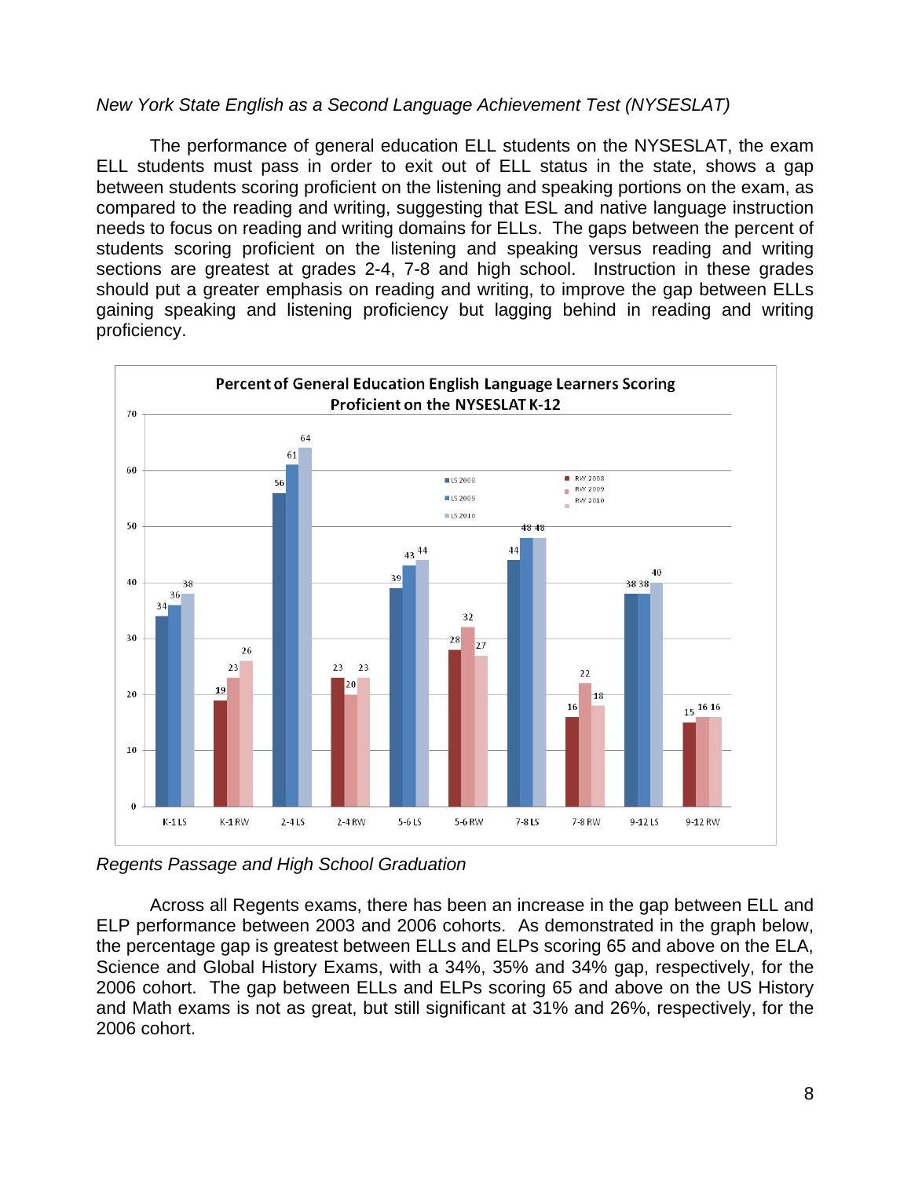*New York State English as a Second Language Achievement Test (NYSESLAT)*

The performance of general education ELL students on the NYSESLAT, the exam ELL students must pass in order to exit out of ELL status in the state, shows a gap between students scoring proficient on the listening and speaking portions on the exam, as compared to the reading and writing, suggesting that ESL and native language instruction needs to focus on reading and writing domains for ELLs. The gaps between the percent of students scoring proficient on the listening and speaking versus reading and writing sections are greatest at grades 2-4, 7-8 and high school. Instruction in these grades should put a greater emphasis on reading and writing, to improve the gap between ELLs gaining speaking and listening proficiency but lagging behind in reading and writing proficiency.

**Percent of General Education English Language Learners Scoring Proficient on the NYSESLAT K-12**

| | 2008 | 2009 | 2010 |
|---|---|---|---|
| K-1 LS | 34 | 36 | 38 |
| K-1 RW | 19 | 23 | 26 |
| 2-4 LS | 56 | 61 | 64 |
| 2-4 RW | 23 | 20 | 23 |
| 5-6 LS | 39 | 43 | 44 |
| 5-6 RW | 28 | 32 | 27 |
| 7-8 LS | 44 | 48 | 48 |
| 7-8 RW | 16 | 22 | 18 |
| 9-12 LS | 38 | 38 | 40 |
| 9-12 RW | 15 | 16 | 16 |

*Regents Passage and High School Graduation*

Across all Regents exams, there has been an increase in the gap between ELL and ELP performance between 2003 and 2006 cohorts. As demonstrated in the graph below, the percentage gap is greatest between ELLs and ELPs scoring 65 and above on the ELA, Science and Global History Exams, with a 34%, 35% and 34% gap, respectively, for the 2006 cohort. The gap between ELLs and ELPs scoring 65 and above on the US History and Math exams is not as great, but still significant at 31% and 26%, respectively, for the 2006 cohort.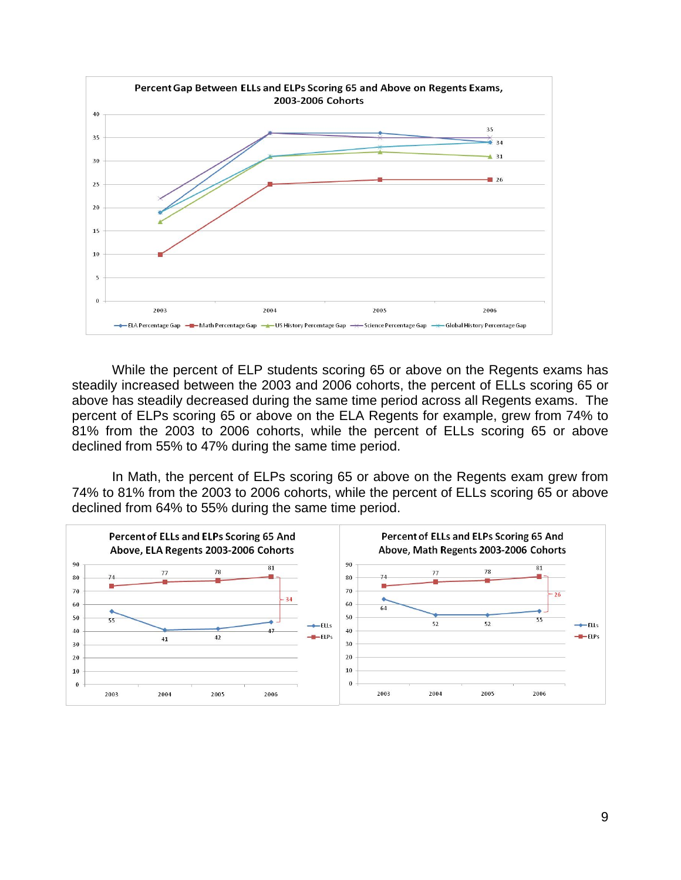**Percent Gap Between ELLs and ELPs Scoring 65 and Above on Regents Exams, 2003-2006 Cohorts**

| | 2003 | 2004 | 2005 | 2006 |
|---|---|---|---|---|
| ELA Percentage Gap | 19 | 36 | 36 | 34 |
| Math Percentage Gap | 10 | 25 | 26 | 26 |
| US History Percentage Gap | 17 | 31 | 32 | 31 |
| Science Percentage Gap | 22 | 36 | 35 | 35 |
| Global History Percentage Gap | 19 | 31 | 33 | 34 |

While the percent of ELP students scoring 65 or above on the Regents exams has steadily increased between the 2003 and 2006 cohorts, the percent of ELLs scoring 65 or above has steadily decreased during the same time period across all Regents exams. The percent of ELPs scoring 65 or above on the ELA Regents for example, grew from 74% to 81% from the 2003 to 2006 cohorts, while the percent of ELLs scoring 65 or above declined from 55% to 47% during the same time period.

In Math, the percent of ELPs scoring 65 or above on the Regents exam grew from 74% to 81% from the 2003 to 2006 cohorts, while the percent of ELLs scoring 65 or above declined from 64% to 55% during the same time period.

**Percent of ELLs and ELPs Scoring 65 And Above, ELA Regents 2003-2006 Cohorts**

| | 2003 | 2004 | 2005 | 2006 |
|---|---|---|---|---|
| ELLs | 55 | 41 | 42 | 47 |
| ELPs | 74 | 77 | 78 | 81 |

Gap (2006): 34

**Percent of ELLs and ELPs Scoring 65 And Above, Math Regents 2003-2006 Cohorts**

| | 2003 | 2004 | 2005 | 2006 |
|---|---|---|---|---|
| ELLs | 64 | 52 | 52 | 55 |
| ELPs | 74 | 77 | 78 | 81 |

Gap (2006): 26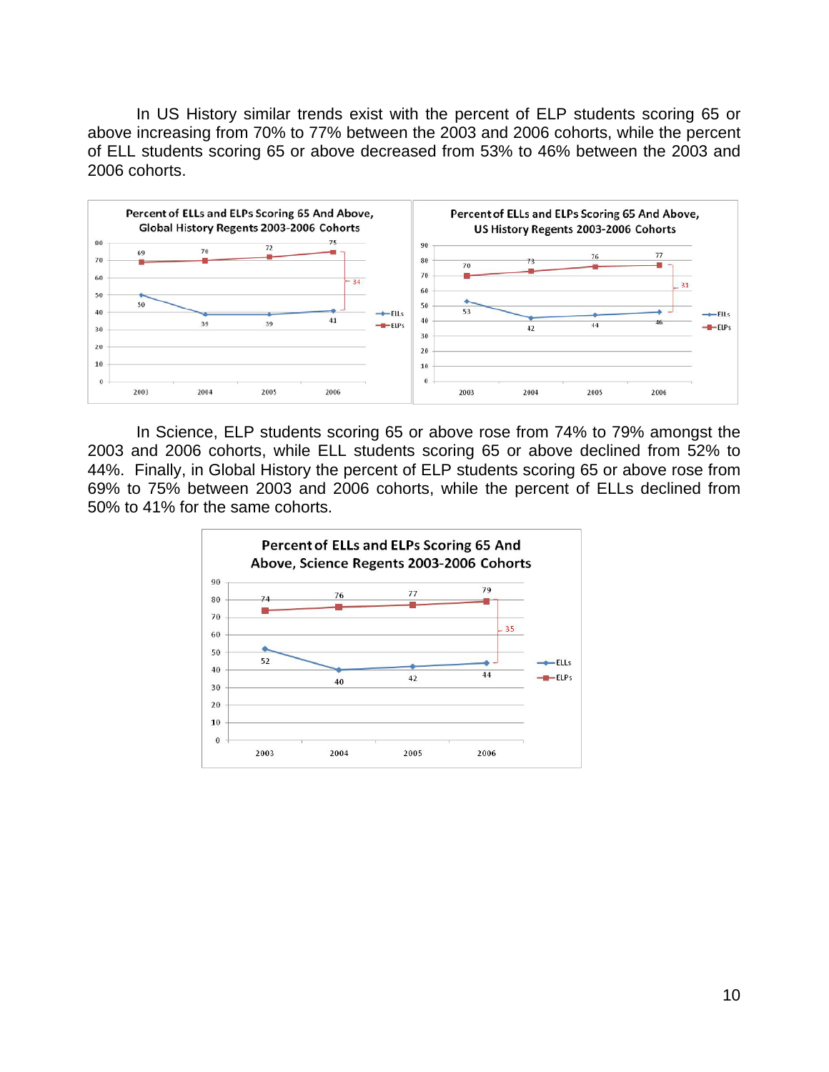In US History similar trends exist with the percent of ELP students scoring 65 or above increasing from 70% to 77% between the 2003 and 2006 cohorts, while the percent of ELL students scoring 65 or above decreased from 53% to 46% between the 2003 and 2006 cohorts.

**Percent of ELLs and ELPs Scoring 65 And Above, Global History Regents 2003-2006 Cohorts**

| | 2003 | 2004 | 2005 | 2006 |
|---|---|---|---|---|
| ELLs | 50 | 39 | 39 | 41 |
| ELPs | 69 | 70 | 72 | 75 |

Gap (2006): 34

**Percent of ELLs and ELPs Scoring 65 And Above, US History Regents 2003-2006 Cohorts**

| | 2003 | 2004 | 2005 | 2006 |
|---|---|---|---|---|
| ELLs | 53 | 42 | 44 | 46 |
| ELPs | 70 | 73 | 76 | 77 |

Gap (2006): 31

In Science, ELP students scoring 65 or above rose from 74% to 79% amongst the 2003 and 2006 cohorts, while ELL students scoring 65 or above declined from 52% to 44%. Finally, in Global History the percent of ELP students scoring 65 or above rose from 69% to 75% between 2003 and 2006 cohorts, while the percent of ELLs declined from 50% to 41% for the same cohorts.

**Percent of ELLs and ELPs Scoring 65 And Above, Science Regents 2003-2006 Cohorts**

| | 2003 | 2004 | 2005 | 2006 |
|---|---|---|---|---|
| ELLs | 52 | 40 | 42 | 44 |
| ELPs | 74 | 76 | 77 | 79 |

Gap (2006): 35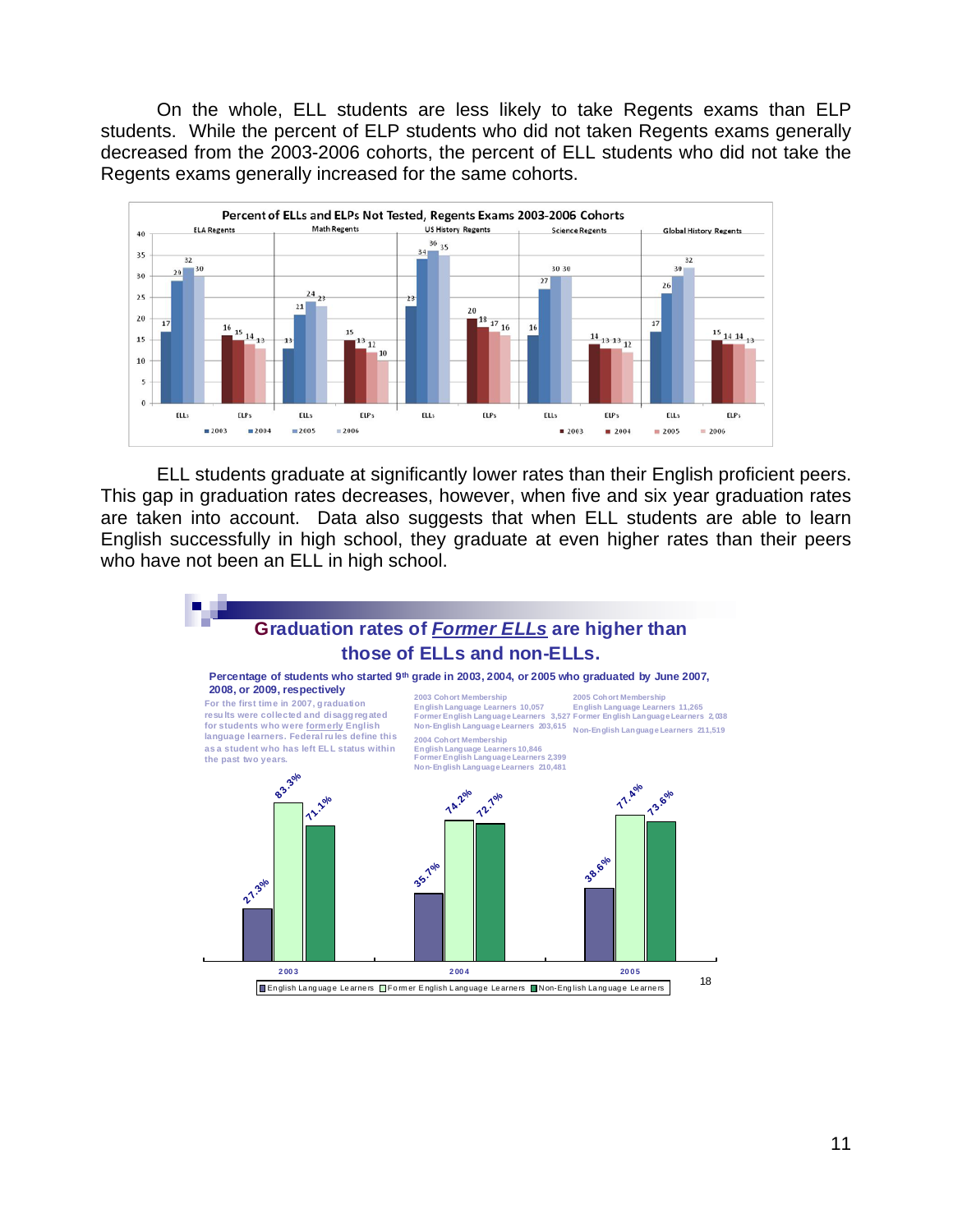On the whole, ELL students are less likely to take Regents exams than ELP students. While the percent of ELP students who did not taken Regents exams generally decreased from the 2003-2006 cohorts, the percent of ELL students who did not take the Regents exams generally increased for the same cohorts.

**Percent of ELLs and ELPs Not Tested, Regents Exams 2003-2006 Cohorts**

| Exam | Group | 2003 | 2004 | 2005 | 2006 |
|---|---|---|---|---|---|
| ELA Regents | ELLs | 17 | 29 | 32 | 30 |
| ELA Regents | ELPs | 16 | 15 | 14 | 13 |
| Math Regents | ELLs | 13 | 21 | 24 | 23 |
| Math Regents | ELPs | 15 | 13 | 12 | 10 |
| US History Regents | ELLs | 23 | 34 | 36 | 35 |
| US History Regents | ELPs | 20 | 18 | 17 | 16 |
| Science Regents | ELLs | 16 | 27 | 30 | 30 |
| Science Regents | ELPs | 14 | 13 | 13 | 12 |
| Global History Regents | ELLs | 17 | 26 | 30 | 32 |
| Global History Regents | ELPs | 15 | 14 | 14 | 13 |

ELL students graduate at significantly lower rates than their English proficient peers. This gap in graduation rates decreases, however, when five and six year graduation rates are taken into account. Data also suggests that when ELL students are able to learn English successfully in high school, they graduate at even higher rates than their peers who have not been an ELL in high school.

**Graduation rates of *Former ELLs* are higher than those of ELLs and non-ELLs.**

**Percentage of students who started 9th grade in 2003, 2004, or 2005 who graduated by June 2007, 2008, or 2009, respectively**

For the first time in 2007, graduation results were collected and disaggregated for students who were formerly English language learners. Federal rules define this as a student who has left ELL status within the past two years.

2003 Cohort Membership
English Language Learners 10,057
Former English Language Learners 3,527
Non-English Language Learners 203,615

2004 Cohort Membership
English Language Learners 10,846
Former English Language Learners 2,399
Non-English Language Learners 210,481

2005 Cohort Membership
English Language Learners 11,265
Former English Language Learners 2,038
Non-English Language Learners 211,519

| Cohort | English Language Learners | Former English Language Learners | Non-English Language Learners |
|---|---|---|---|
| 2003 | 27.3% | 83.3% | 71.1% |
| 2004 | 35.7% | 74.2% | 72.7% |
| 2005 | 38.6% | 77.4% | 73.6% |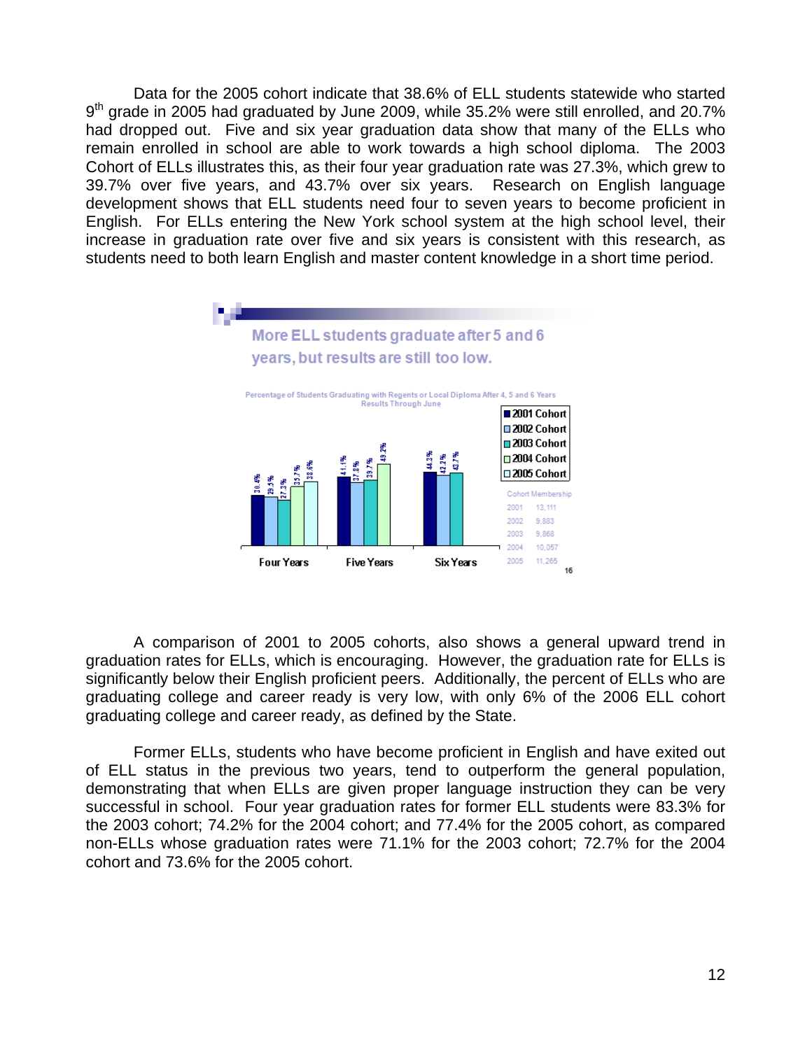Data for the 2005 cohort indicate that 38.6% of ELL students statewide who started 9th grade in 2005 had graduated by June 2009, while 35.2% were still enrolled, and 20.7% had dropped out. Five and six year graduation data show that many of the ELLs who remain enrolled in school are able to work towards a high school diploma. The 2003 Cohort of ELLs illustrates this, as their four year graduation rate was 27.3%, which grew to 39.7% over five years, and 43.7% over six years. Research on English language development shows that ELL students need four to seven years to become proficient in English. For ELLs entering the New York school system at the high school level, their increase in graduation rate over five and six years is consistent with this research, as students need to both learn English and master content knowledge in a short time period.

**More ELL students graduate after 5 and 6 years, but results are still too low.**

Percentage of Students Graduating with Regents or Local Diploma After 4, 5 and 6 Years
Results Through June

| | 2001 Cohort | 2002 Cohort | 2003 Cohort | 2004 Cohort | 2005 Cohort |
|---|---|---|---|---|---|
| Four Years | 30.4% | 29.5% | 27.3% | 35.7% | 38.6% |
| Five Years | 41.1% | 37.8% | 39.7% | 49.2% | |
| Six Years | 44.3% | 42.2% | 43.7% | | |

| Cohort Membership | |
|---|---|
| 2001 | 13,111 |
| 2002 | 9,883 |
| 2003 | 9,868 |
| 2004 | 10,057 |
| 2005 | 11,265 |

A comparison of 2001 to 2005 cohorts, also shows a general upward trend in graduation rates for ELLs, which is encouraging. However, the graduation rate for ELLs is significantly below their English proficient peers. Additionally, the percent of ELLs who are graduating college and career ready is very low, with only 6% of the 2006 ELL cohort graduating college and career ready, as defined by the State.

Former ELLs, students who have become proficient in English and have exited out of ELL status in the previous two years, tend to outperform the general population, demonstrating that when ELLs are given proper language instruction they can be very successful in school. Four year graduation rates for former ELL students were 83.3% for the 2003 cohort; 74.2% for the 2004 cohort; and 77.4% for the 2005 cohort, as compared non-ELLs whose graduation rates were 71.1% for the 2003 cohort; 72.7% for the 2004 cohort and 73.6% for the 2005 cohort.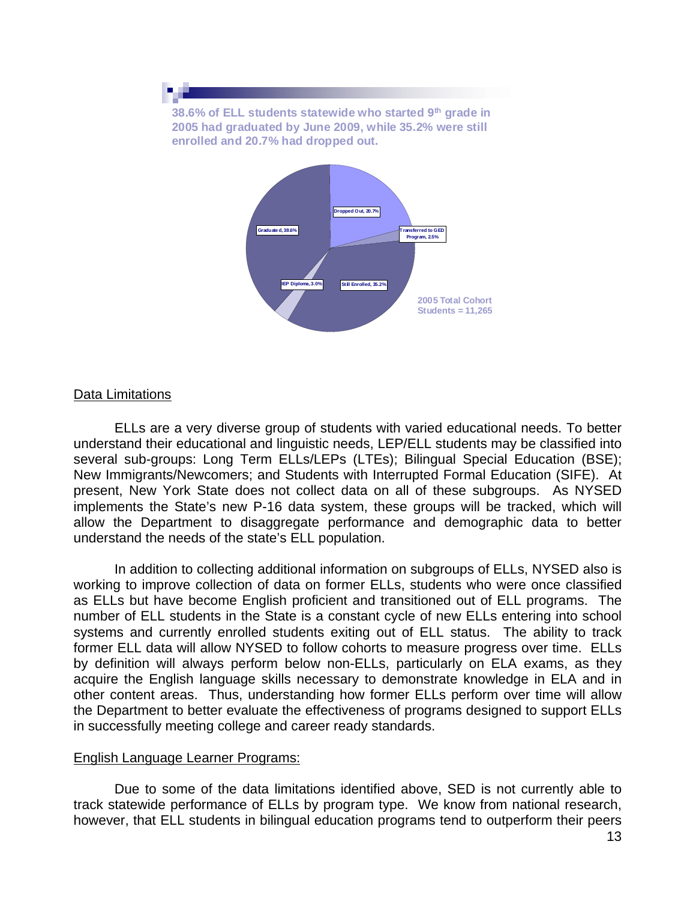**38.6% of ELL students statewide who started 9th grade in 2005 had graduated by June 2009, while 35.2% were still enrolled and 20.7% had dropped out.**

Dropped Out, 20.7%
Transferred to GED Program, 2.5%
Graduated, 38.6%
IEP Diploma, 3.0%
Still Enrolled, 35.2%

2005 Total Cohort Students = 11,265

## Data Limitations

ELLs are a very diverse group of students with varied educational needs. To better understand their educational and linguistic needs, LEP/ELL students may be classified into several sub-groups: Long Term ELLs/LEPs (LTEs); Bilingual Special Education (BSE); New Immigrants/Newcomers; and Students with Interrupted Formal Education (SIFE). At present, New York State does not collect data on all of these subgroups. As NYSED implements the State's new P-16 data system, these groups will be tracked, which will allow the Department to disaggregate performance and demographic data to better understand the needs of the state's ELL population.

In addition to collecting additional information on subgroups of ELLs, NYSED also is working to improve collection of data on former ELLs, students who were once classified as ELLs but have become English proficient and transitioned out of ELL programs. The number of ELL students in the State is a constant cycle of new ELLs entering into school systems and currently enrolled students exiting out of ELL status. The ability to track former ELL data will allow NYSED to follow cohorts to measure progress over time. ELLs by definition will always perform below non-ELLs, particularly on ELA exams, as they acquire the English language skills necessary to demonstrate knowledge in ELA and in other content areas. Thus, understanding how former ELLs perform over time will allow the Department to better evaluate the effectiveness of programs designed to support ELLs in successfully meeting college and career ready standards.

## English Language Learner Programs:

Due to some of the data limitations identified above, SED is not currently able to track statewide performance of ELLs by program type. We know from national research, however, that ELL students in bilingual education programs tend to outperform their peers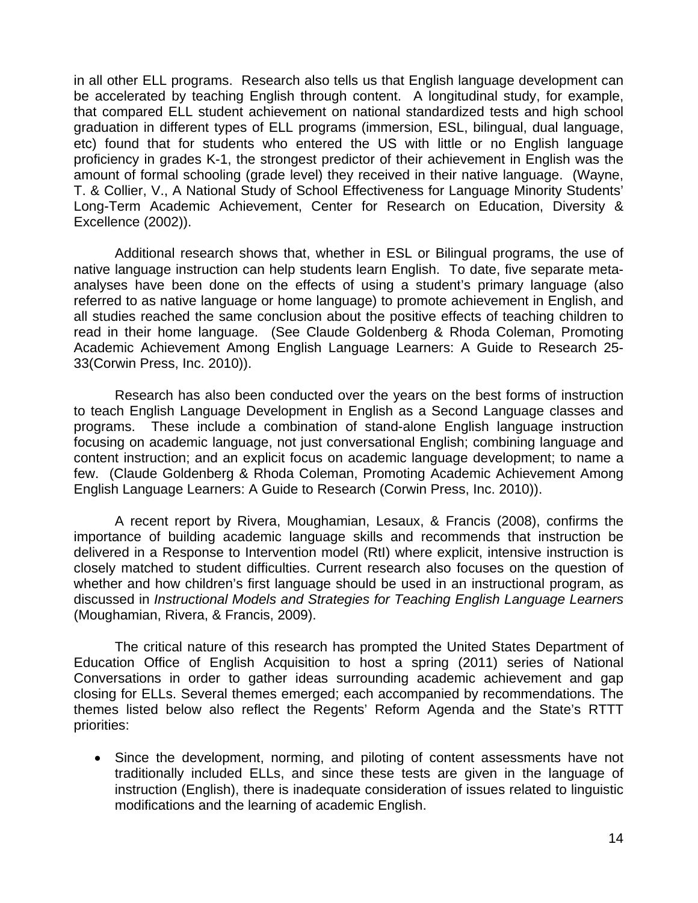in all other ELL programs. Research also tells us that English language development can be accelerated by teaching English through content. A longitudinal study, for example, that compared ELL student achievement on national standardized tests and high school graduation in different types of ELL programs (immersion, ESL, bilingual, dual language, etc) found that for students who entered the US with little or no English language proficiency in grades K-1, the strongest predictor of their achievement in English was the amount of formal schooling (grade level) they received in their native language. (Wayne, T. & Collier, V., A National Study of School Effectiveness for Language Minority Students' Long-Term Academic Achievement, Center for Research on Education, Diversity & Excellence (2002)).

Additional research shows that, whether in ESL or Bilingual programs, the use of native language instruction can help students learn English. To date, five separate meta-analyses have been done on the effects of using a student's primary language (also referred to as native language or home language) to promote achievement in English, and all studies reached the same conclusion about the positive effects of teaching children to read in their home language. (See Claude Goldenberg & Rhoda Coleman, Promoting Academic Achievement Among English Language Learners: A Guide to Research 25-33(Corwin Press, Inc. 2010)).

Research has also been conducted over the years on the best forms of instruction to teach English Language Development in English as a Second Language classes and programs. These include a combination of stand-alone English language instruction focusing on academic language, not just conversational English; combining language and content instruction; and an explicit focus on academic language development; to name a few. (Claude Goldenberg & Rhoda Coleman, Promoting Academic Achievement Among English Language Learners: A Guide to Research (Corwin Press, Inc. 2010)).

A recent report by Rivera, Moughamian, Lesaux, & Francis (2008), confirms the importance of building academic language skills and recommends that instruction be delivered in a Response to Intervention model (RtI) where explicit, intensive instruction is closely matched to student difficulties. Current research also focuses on the question of whether and how children's first language should be used in an instructional program, as discussed in *Instructional Models and Strategies for Teaching English Language Learners* (Moughamian, Rivera, & Francis, 2009).

The critical nature of this research has prompted the United States Department of Education Office of English Acquisition to host a spring (2011) series of National Conversations in order to gather ideas surrounding academic achievement and gap closing for ELLs. Several themes emerged; each accompanied by recommendations. The themes listed below also reflect the Regents' Reform Agenda and the State's RTTT priorities:

- Since the development, norming, and piloting of content assessments have not traditionally included ELLs, and since these tests are given in the language of instruction (English), there is inadequate consideration of issues related to linguistic modifications and the learning of academic English.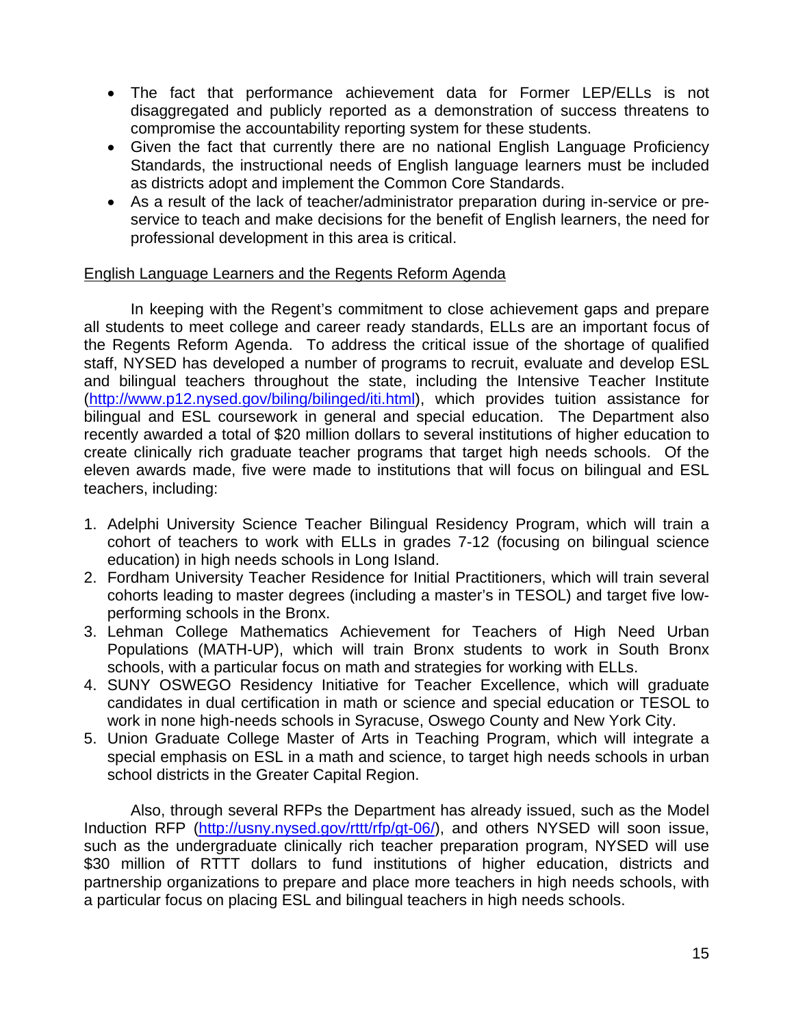- The fact that performance achievement data for Former LEP/ELLs is not disaggregated and publicly reported as a demonstration of success threatens to compromise the accountability reporting system for these students.
- Given the fact that currently there are no national English Language Proficiency Standards, the instructional needs of English language learners must be included as districts adopt and implement the Common Core Standards.
- As a result of the lack of teacher/administrator preparation during in-service or pre-service to teach and make decisions for the benefit of English learners, the need for professional development in this area is critical.

<u>English Language Learners and the Regents Reform Agenda</u>

In keeping with the Regent's commitment to close achievement gaps and prepare all students to meet college and career ready standards, ELLs are an important focus of the Regents Reform Agenda. To address the critical issue of the shortage of qualified staff, NYSED has developed a number of programs to recruit, evaluate and develop ESL and bilingual teachers throughout the state, including the Intensive Teacher Institute (http://www.p12.nysed.gov/biling/bilinged/iti.html), which provides tuition assistance for bilingual and ESL coursework in general and special education. The Department also recently awarded a total of $20 million dollars to several institutions of higher education to create clinically rich graduate teacher programs that target high needs schools. Of the eleven awards made, five were made to institutions that will focus on bilingual and ESL teachers, including:

1. Adelphi University Science Teacher Bilingual Residency Program, which will train a cohort of teachers to work with ELLs in grades 7-12 (focusing on bilingual science education) in high needs schools in Long Island.
2. Fordham University Teacher Residence for Initial Practitioners, which will train several cohorts leading to master degrees (including a master's in TESOL) and target five low-performing schools in the Bronx.
3. Lehman College Mathematics Achievement for Teachers of High Need Urban Populations (MATH-UP), which will train Bronx students to work in South Bronx schools, with a particular focus on math and strategies for working with ELLs.
4. SUNY OSWEGO Residency Initiative for Teacher Excellence, which will graduate candidates in dual certification in math or science and special education or TESOL to work in none high-needs schools in Syracuse, Oswego County and New York City.
5. Union Graduate College Master of Arts in Teaching Program, which will integrate a special emphasis on ESL in a math and science, to target high needs schools in urban school districts in the Greater Capital Region.

Also, through several RFPs the Department has already issued, such as the Model Induction RFP (http://usny.nysed.gov/rttt/rfp/gt-06/), and others NYSED will soon issue, such as the undergraduate clinically rich teacher preparation program, NYSED will use $30 million of RTTT dollars to fund institutions of higher education, districts and partnership organizations to prepare and place more teachers in high needs schools, with a particular focus on placing ESL and bilingual teachers in high needs schools.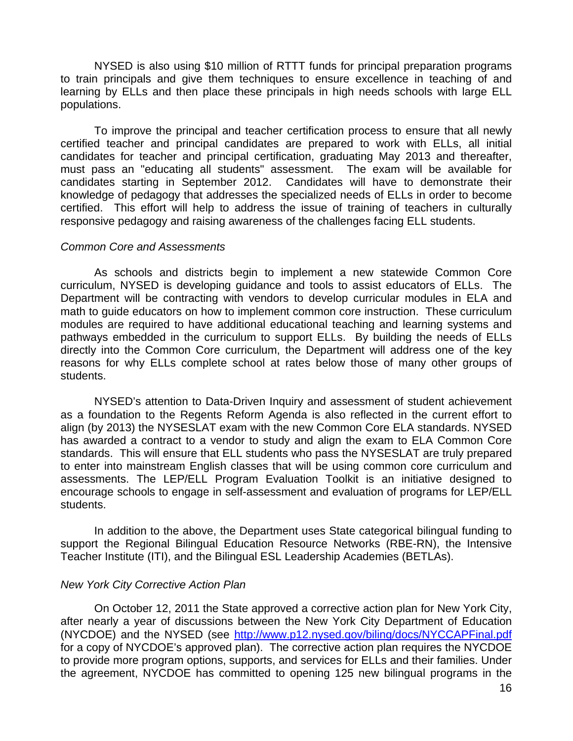NYSED is also using $10 million of RTTT funds for principal preparation programs to train principals and give them techniques to ensure excellence in teaching of and learning by ELLs and then place these principals in high needs schools with large ELL populations.

To improve the principal and teacher certification process to ensure that all newly certified teacher and principal candidates are prepared to work with ELLs, all initial candidates for teacher and principal certification, graduating May 2013 and thereafter, must pass an "educating all students" assessment. The exam will be available for candidates starting in September 2012. Candidates will have to demonstrate their knowledge of pedagogy that addresses the specialized needs of ELLs in order to become certified. This effort will help to address the issue of training of teachers in culturally responsive pedagogy and raising awareness of the challenges facing ELL students.

*Common Core and Assessments*

As schools and districts begin to implement a new statewide Common Core curriculum, NYSED is developing guidance and tools to assist educators of ELLs. The Department will be contracting with vendors to develop curricular modules in ELA and math to guide educators on how to implement common core instruction. These curriculum modules are required to have additional educational teaching and learning systems and pathways embedded in the curriculum to support ELLs. By building the needs of ELLs directly into the Common Core curriculum, the Department will address one of the key reasons for why ELLs complete school at rates below those of many other groups of students.

NYSED's attention to Data-Driven Inquiry and assessment of student achievement as a foundation to the Regents Reform Agenda is also reflected in the current effort to align (by 2013) the NYSESLAT exam with the new Common Core ELA standards. NYSED has awarded a contract to a vendor to study and align the exam to ELA Common Core standards. This will ensure that ELL students who pass the NYSESLAT are truly prepared to enter into mainstream English classes that will be using common core curriculum and assessments. The LEP/ELL Program Evaluation Toolkit is an initiative designed to encourage schools to engage in self-assessment and evaluation of programs for LEP/ELL students.

In addition to the above, the Department uses State categorical bilingual funding to support the Regional Bilingual Education Resource Networks (RBE-RN), the Intensive Teacher Institute (ITI), and the Bilingual ESL Leadership Academies (BETLAs).

*New York City Corrective Action Plan*

On October 12, 2011 the State approved a corrective action plan for New York City, after nearly a year of discussions between the New York City Department of Education (NYCDOE) and the NYSED (see [http://www.p12.nysed.gov/biling/docs/NYCCAPFinal.pdf](http://www.p12.nysed.gov/biling/docs/NYCCAPFinal.pdf) for a copy of NYCDOE's approved plan). The corrective action plan requires the NYCDOE to provide more program options, supports, and services for ELLs and their families. Under the agreement, NYCDOE has committed to opening 125 new bilingual programs in the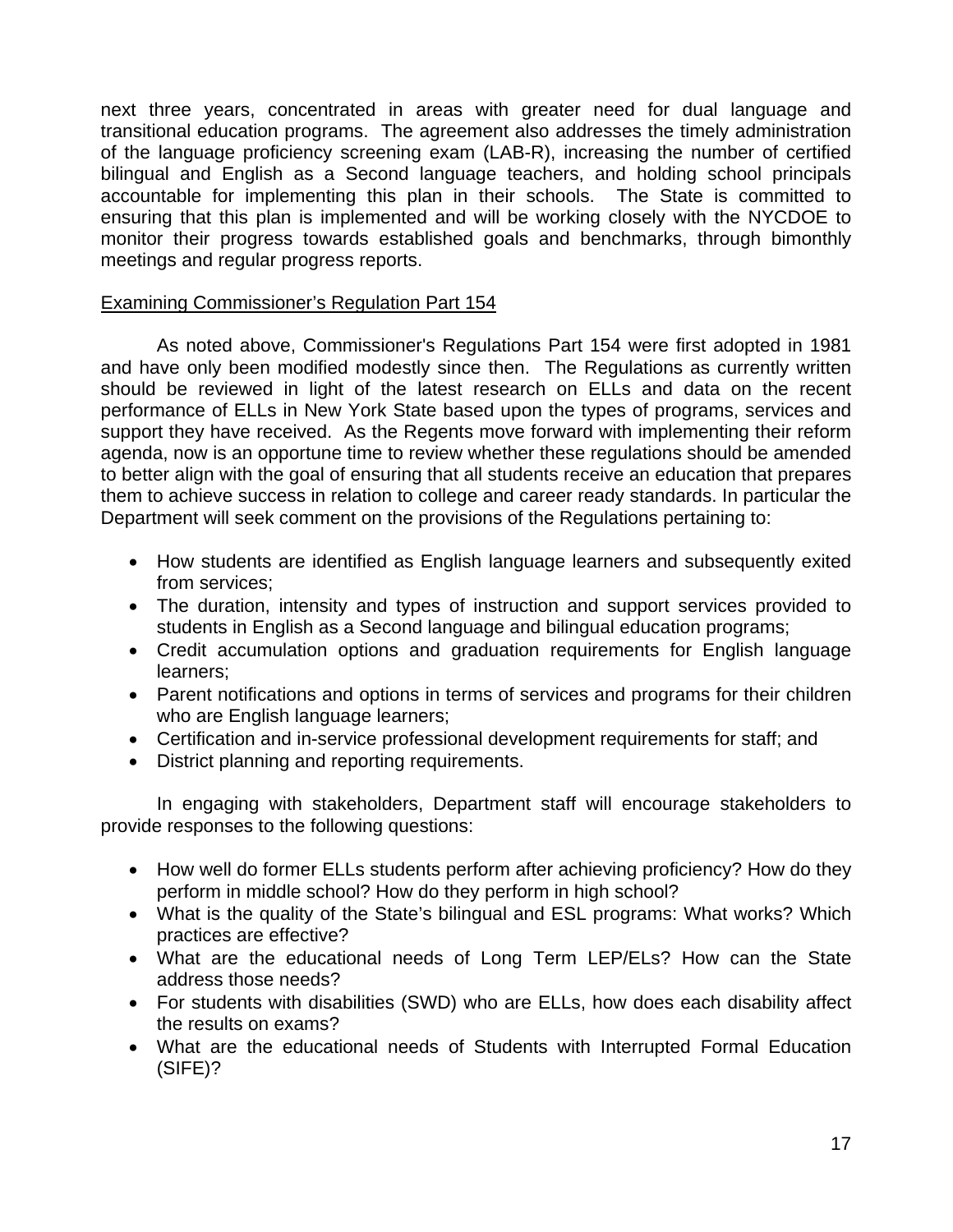next three years, concentrated in areas with greater need for dual language and transitional education programs. The agreement also addresses the timely administration of the language proficiency screening exam (LAB-R), increasing the number of certified bilingual and English as a Second language teachers, and holding school principals accountable for implementing this plan in their schools. The State is committed to ensuring that this plan is implemented and will be working closely with the NYCDOE to monitor their progress towards established goals and benchmarks, through bimonthly meetings and regular progress reports.

<u>Examining Commissioner's Regulation Part 154</u>

As noted above, Commissioner's Regulations Part 154 were first adopted in 1981 and have only been modified modestly since then. The Regulations as currently written should be reviewed in light of the latest research on ELLs and data on the recent performance of ELLs in New York State based upon the types of programs, services and support they have received. As the Regents move forward with implementing their reform agenda, now is an opportune time to review whether these regulations should be amended to better align with the goal of ensuring that all students receive an education that prepares them to achieve success in relation to college and career ready standards. In particular the Department will seek comment on the provisions of the Regulations pertaining to:

- How students are identified as English language learners and subsequently exited from services;
- The duration, intensity and types of instruction and support services provided to students in English as a Second language and bilingual education programs;
- Credit accumulation options and graduation requirements for English language learners;
- Parent notifications and options in terms of services and programs for their children who are English language learners;
- Certification and in-service professional development requirements for staff; and
- District planning and reporting requirements.

In engaging with stakeholders, Department staff will encourage stakeholders to provide responses to the following questions:

- How well do former ELLs students perform after achieving proficiency? How do they perform in middle school? How do they perform in high school?
- What is the quality of the State's bilingual and ESL programs: What works? Which practices are effective?
- What are the educational needs of Long Term LEP/ELs? How can the State address those needs?
- For students with disabilities (SWD) who are ELLs, how does each disability affect the results on exams?
- What are the educational needs of Students with Interrupted Formal Education (SIFE)?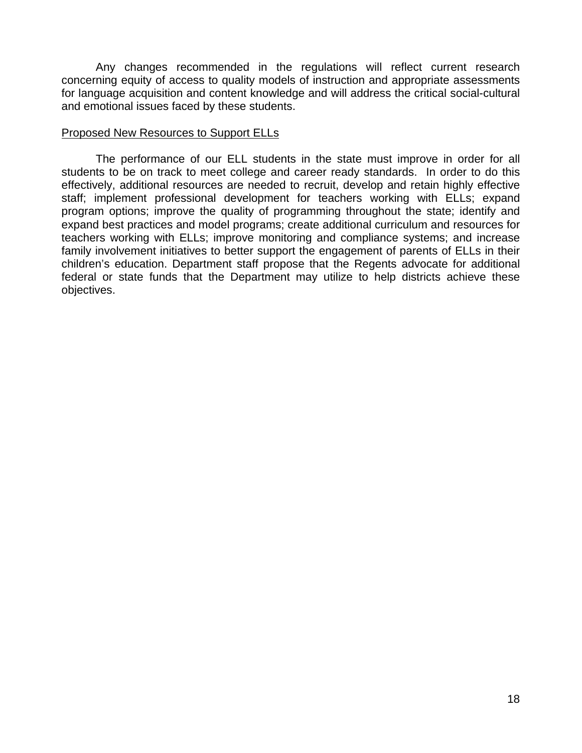Any changes recommended in the regulations will reflect current research concerning equity of access to quality models of instruction and appropriate assessments for language acquisition and content knowledge and will address the critical social-cultural and emotional issues faced by these students.

<u>Proposed New Resources to Support ELLs</u>

The performance of our ELL students in the state must improve in order for all students to be on track to meet college and career ready standards. In order to do this effectively, additional resources are needed to recruit, develop and retain highly effective staff; implement professional development for teachers working with ELLs; expand program options; improve the quality of programming throughout the state; identify and expand best practices and model programs; create additional curriculum and resources for teachers working with ELLs; improve monitoring and compliance systems; and increase family involvement initiatives to better support the engagement of parents of ELLs in their children's education. Department staff propose that the Regents advocate for additional federal or state funds that the Department may utilize to help districts achieve these objectives.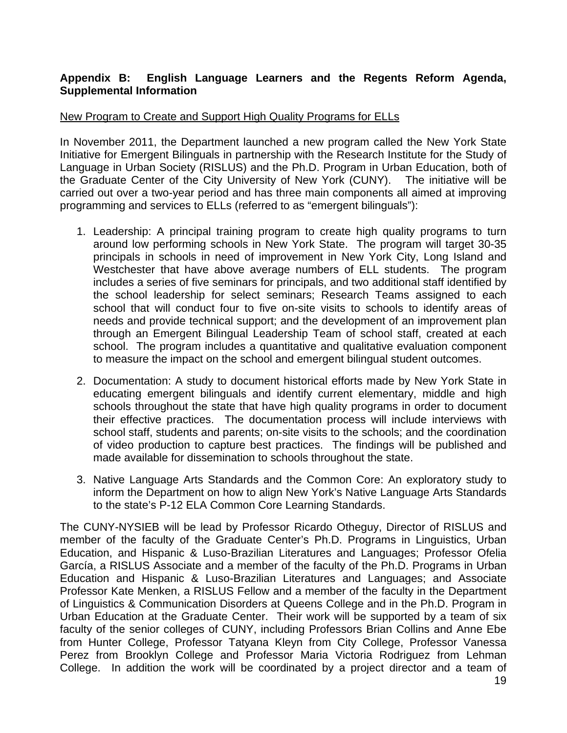### Appendix B: English Language Learners and the Regents Reform Agenda, Supplemental Information

New Program to Create and Support High Quality Programs for ELLs

In November 2011, the Department launched a new program called the New York State Initiative for Emergent Bilinguals in partnership with the Research Institute for the Study of Language in Urban Society (RISLUS) and the Ph.D. Program in Urban Education, both of the Graduate Center of the City University of New York (CUNY). The initiative will be carried out over a two-year period and has three main components all aimed at improving programming and services to ELLs (referred to as "emergent bilinguals"):

1. Leadership: A principal training program to create high quality programs to turn around low performing schools in New York State. The program will target 30-35 principals in schools in need of improvement in New York City, Long Island and Westchester that have above average numbers of ELL students. The program includes a series of five seminars for principals, and two additional staff identified by the school leadership for select seminars; Research Teams assigned to each school that will conduct four to five on-site visits to schools to identify areas of needs and provide technical support; and the development of an improvement plan through an Emergent Bilingual Leadership Team of school staff, created at each school. The program includes a quantitative and qualitative evaluation component to measure the impact on the school and emergent bilingual student outcomes.

2. Documentation: A study to document historical efforts made by New York State in educating emergent bilinguals and identify current elementary, middle and high schools throughout the state that have high quality programs in order to document their effective practices. The documentation process will include interviews with school staff, students and parents; on-site visits to the schools; and the coordination of video production to capture best practices. The findings will be published and made available for dissemination to schools throughout the state.

3. Native Language Arts Standards and the Common Core: An exploratory study to inform the Department on how to align New York's Native Language Arts Standards to the state's P-12 ELA Common Core Learning Standards.

The CUNY-NYSIEB will be lead by Professor Ricardo Otheguy, Director of RISLUS and member of the faculty of the Graduate Center's Ph.D. Programs in Linguistics, Urban Education, and Hispanic & Luso-Brazilian Literatures and Languages; Professor Ofelia García, a RISLUS Associate and a member of the faculty of the Ph.D. Programs in Urban Education and Hispanic & Luso-Brazilian Literatures and Languages; and Associate Professor Kate Menken, a RISLUS Fellow and a member of the faculty in the Department of Linguistics & Communication Disorders at Queens College and in the Ph.D. Program in Urban Education at the Graduate Center. Their work will be supported by a team of six faculty of the senior colleges of CUNY, including Professors Brian Collins and Anne Ebe from Hunter College, Professor Tatyana Kleyn from City College, Professor Vanessa Perez from Brooklyn College and Professor Maria Victoria Rodriguez from Lehman College. In addition the work will be coordinated by a project director and a team of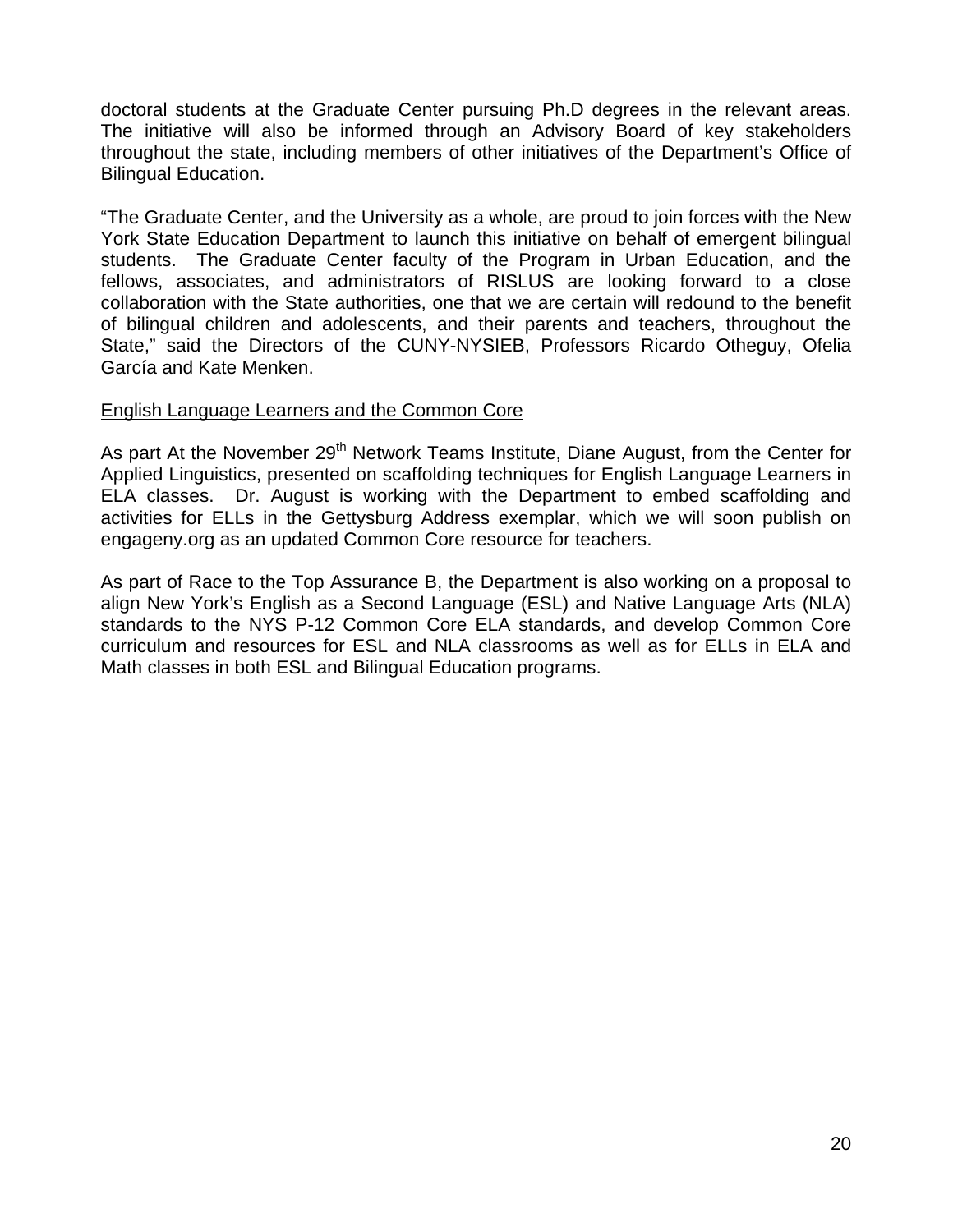doctoral students at the Graduate Center pursuing Ph.D degrees in the relevant areas. The initiative will also be informed through an Advisory Board of key stakeholders throughout the state, including members of other initiatives of the Department's Office of Bilingual Education.

"The Graduate Center, and the University as a whole, are proud to join forces with the New York State Education Department to launch this initiative on behalf of emergent bilingual students. The Graduate Center faculty of the Program in Urban Education, and the fellows, associates, and administrators of RISLUS are looking forward to a close collaboration with the State authorities, one that we are certain will redound to the benefit of bilingual children and adolescents, and their parents and teachers, throughout the State," said the Directors of the CUNY-NYSIEB, Professors Ricardo Otheguy, Ofelia García and Kate Menken.

<u>English Language Learners and the Common Core</u>

As part At the November 29th Network Teams Institute, Diane August, from the Center for Applied Linguistics, presented on scaffolding techniques for English Language Learners in ELA classes. Dr. August is working with the Department to embed scaffolding and activities for ELLs in the Gettysburg Address exemplar, which we will soon publish on engageny.org as an updated Common Core resource for teachers.

As part of Race to the Top Assurance B, the Department is also working on a proposal to align New York's English as a Second Language (ESL) and Native Language Arts (NLA) standards to the NYS P-12 Common Core ELA standards, and develop Common Core curriculum and resources for ESL and NLA classrooms as well as for ELLs in ELA and Math classes in both ESL and Bilingual Education programs.